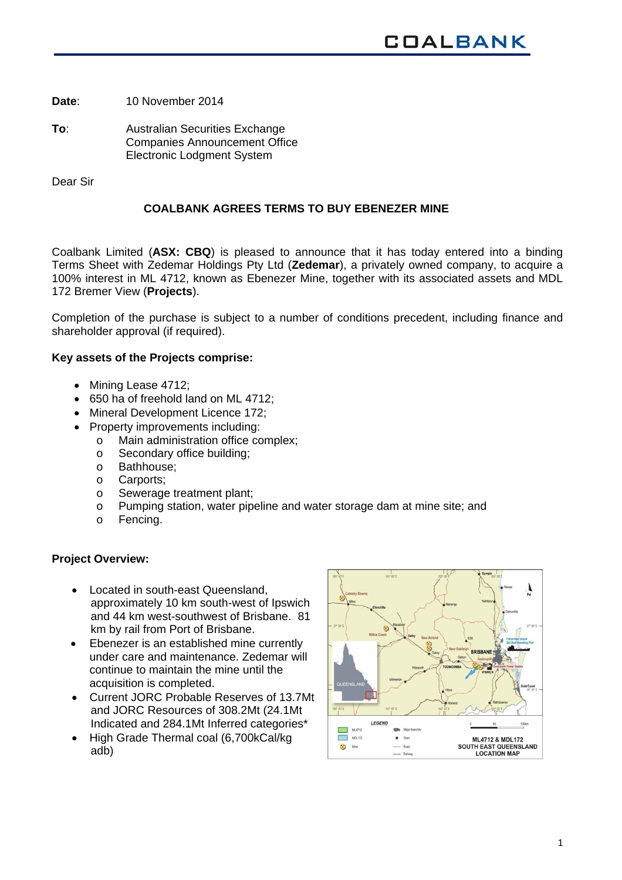**Date**: 10 November 2014

**To**: Australian Securities Exchange
Companies Announcement Office
Electronic Lodgment System

Dear Sir

**COALBANK AGREES TERMS TO BUY EBENEZER MINE**

Coalbank Limited (**ASX: CBQ**) is pleased to announce that it has today entered into a binding Terms Sheet with Zedemar Holdings Pty Ltd (**Zedemar**), a privately owned company, to acquire a 100% interest in ML 4712, known as Ebenezer Mine, together with its associated assets and MDL 172 Bremer View (**Projects**).

Completion of the purchase is subject to a number of conditions precedent, including finance and shareholder approval (if required).

**Key assets of the Projects comprise:**

- Mining Lease 4712;
- 650 ha of freehold land on ML 4712;
- Mineral Development Licence 172;
- Property improvements including:
  - Main administration office complex;
  - Secondary office building;
  - Bathhouse;
  - Carports;
  - Sewerage treatment plant;
  - Pumping station, water pipeline and water storage dam at mine site; and
  - Fencing.

**Project Overview:**

- Located in south-east Queensland, approximately 10 km south-west of Ipswich and 44 km west-southwest of Brisbane. 81 km by rail from Port of Brisbane.
- Ebenezer is an established mine currently under care and maintenance. Zedemar will continue to maintain the mine until the acquisition is completed.
- Current JORC Probable Reserves of 13.7Mt and JORC Resources of 308.2Mt (24.1Mt Indicated and 284.1Mt Inferred categories*
- High Grade Thermal coal (6,700kCal/kg adb)

ML4712 & MDL172 SOUTH EAST QUEENSLAND LOCATION MAP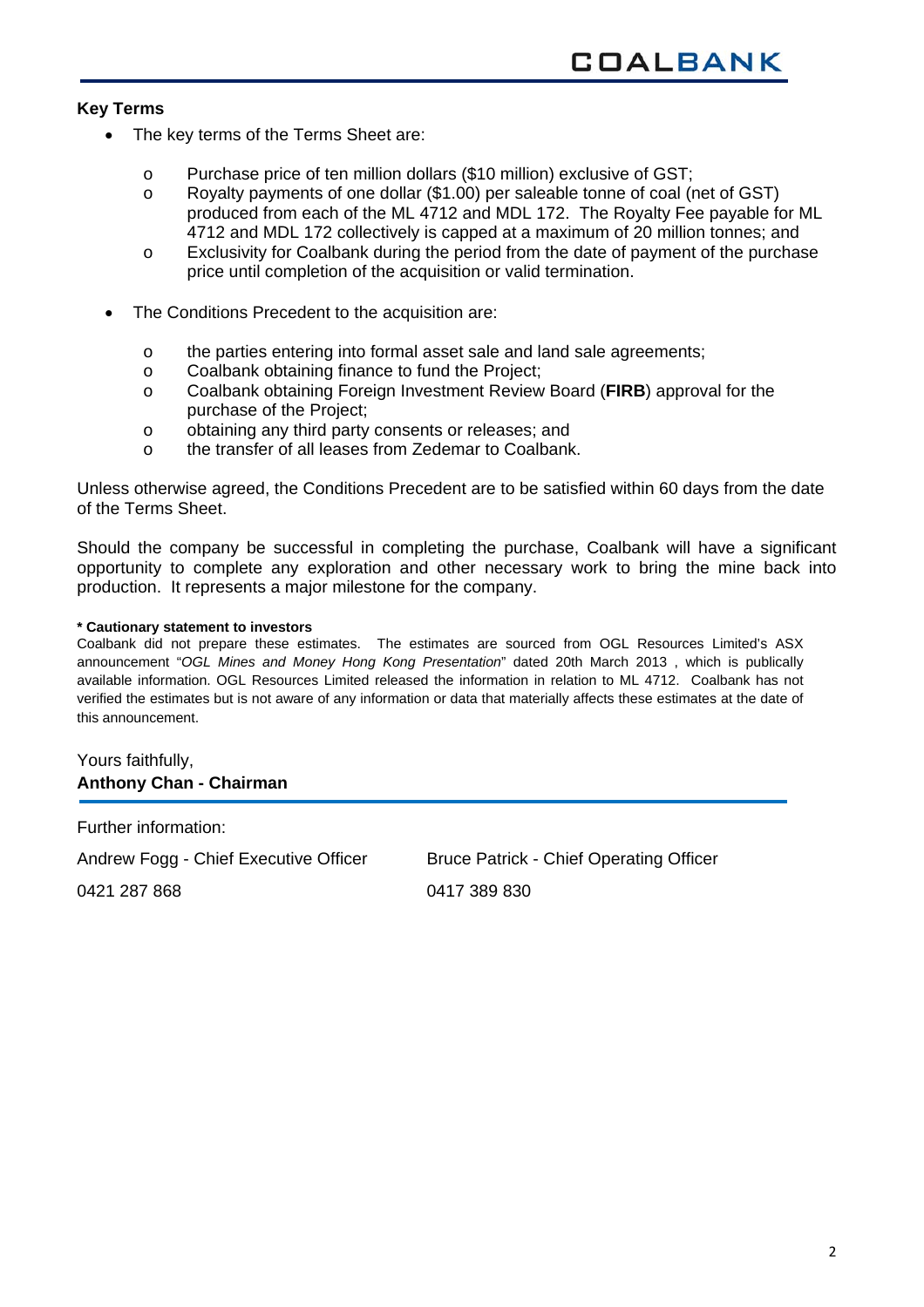### Key Terms

- The key terms of the Terms Sheet are:
  - Purchase price of ten million dollars ($10 million) exclusive of GST;
  - Royalty payments of one dollar ($1.00) per saleable tonne of coal (net of GST) produced from each of the ML 4712 and MDL 172. The Royalty Fee payable for ML 4712 and MDL 172 collectively is capped at a maximum of 20 million tonnes; and
  - Exclusivity for Coalbank during the period from the date of payment of the purchase price until completion of the acquisition or valid termination.

- The Conditions Precedent to the acquisition are:
  - the parties entering into formal asset sale and land sale agreements;
  - Coalbank obtaining finance to fund the Project;
  - Coalbank obtaining Foreign Investment Review Board (**FIRB**) approval for the purchase of the Project;
  - obtaining any third party consents or releases; and
  - the transfer of all leases from Zedemar to Coalbank.

Unless otherwise agreed, the Conditions Precedent are to be satisfied within 60 days from the date of the Terms Sheet.

Should the company be successful in completing the purchase, Coalbank will have a significant opportunity to complete any exploration and other necessary work to bring the mine back into production. It represents a major milestone for the company.

**\* Cautionary statement to investors**

Coalbank did not prepare these estimates. The estimates are sourced from OGL Resources Limited's ASX announcement "*OGL Mines and Money Hong Kong Presentation*" dated 20th March 2013 , which is publically available information. OGL Resources Limited released the information in relation to ML 4712. Coalbank has not verified the estimates but is not aware of any information or data that materially affects these estimates at the date of this announcement.

Yours faithfully,

**Anthony Chan - Chairman**

Further information:

Andrew Fogg - Chief Executive Officer
0421 287 868

Bruce Patrick - Chief Operating Officer
0417 389 830